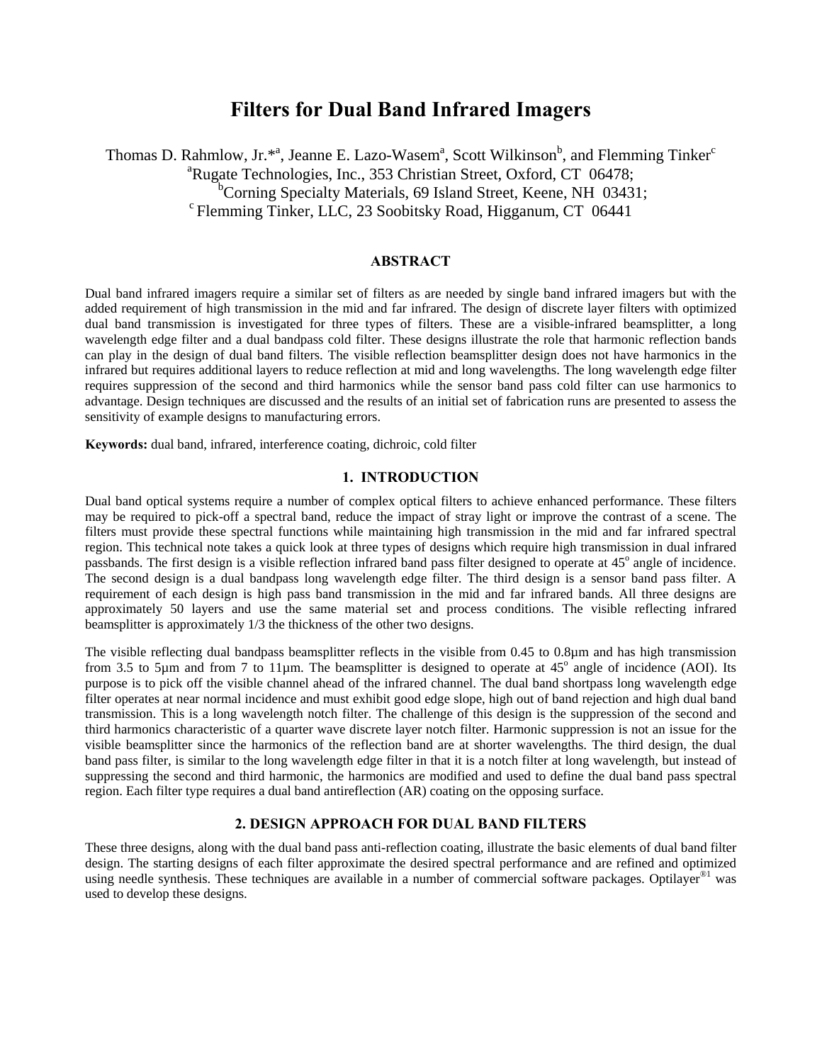# Filters for Dual Band Infrared Imagers

Thomas D. Rahmlow, Jr.*[a], Jeanne E. Lazo-Wasem[a], Scott Wilkinson[b], and Flemming Tinker[c]

[a]Rugate Technologies, Inc., 353 Christian Street, Oxford, CT 06478;
[b]Corning Specialty Materials, 69 Island Street, Keene, NH 03431;
[c] Flemming Tinker, LLC, 23 Soobitsky Road, Higganum, CT 06441

## ABSTRACT

Dual band infrared imagers require a similar set of filters as are needed by single band infrared imagers but with the added requirement of high transmission in the mid and far infrared. The design of discrete layer filters with optimized dual band transmission is investigated for three types of filters. These are a visible-infrared beamsplitter, a long wavelength edge filter and a dual bandpass cold filter. These designs illustrate the role that harmonic reflection bands can play in the design of dual band filters. The visible reflection beamsplitter design does not have harmonics in the infrared but requires additional layers to reduce reflection at mid and long wavelengths. The long wavelength edge filter requires suppression of the second and third harmonics while the sensor band pass cold filter can use harmonics to advantage. Design techniques are discussed and the results of an initial set of fabrication runs are presented to assess the sensitivity of example designs to manufacturing errors.

**Keywords:** dual band, infrared, interference coating, dichroic, cold filter

## 1. INTRODUCTION

Dual band optical systems require a number of complex optical filters to achieve enhanced performance. These filters may be required to pick-off a spectral band, reduce the impact of stray light or improve the contrast of a scene. The filters must provide these spectral functions while maintaining high transmission in the mid and far infrared spectral region. This technical note takes a quick look at three types of designs which require high transmission in dual infrared passbands. The first design is a visible reflection infrared band pass filter designed to operate at 45$^o$ angle of incidence. The second design is a dual bandpass long wavelength edge filter. The third design is a sensor band pass filter. A requirement of each design is high pass band transmission in the mid and far infrared bands. All three designs are approximately 50 layers and use the same material set and process conditions. The visible reflecting infrared beamsplitter is approximately 1/3 the thickness of the other two designs.

The visible reflecting dual bandpass beamsplitter reflects in the visible from 0.45 to 0.8µm and has high transmission from 3.5 to 5µm and from 7 to 11µm. The beamsplitter is designed to operate at 45$^o$ angle of incidence (AOI). Its purpose is to pick off the visible channel ahead of the infrared channel. The dual band shortpass long wavelength edge filter operates at near normal incidence and must exhibit good edge slope, high out of band rejection and high dual band transmission. This is a long wavelength notch filter. The challenge of this design is the suppression of the second and third harmonics characteristic of a quarter wave discrete layer notch filter. Harmonic suppression is not an issue for the visible beamsplitter since the harmonics of the reflection band are at shorter wavelengths. The third design, the dual band pass filter, is similar to the long wavelength edge filter in that it is a notch filter at long wavelength, but instead of suppressing the second and third harmonic, the harmonics are modified and used to define the dual band pass spectral region. Each filter type requires a dual band antireflection (AR) coating on the opposing surface.

## 2. DESIGN APPROACH FOR DUAL BAND FILTERS

These three designs, along with the dual band pass anti-reflection coating, illustrate the basic elements of dual band filter design. The starting designs of each filter approximate the desired spectral performance and are refined and optimized using needle synthesis. These techniques are available in a number of commercial software packages. Optilayer®[1] was used to develop these designs.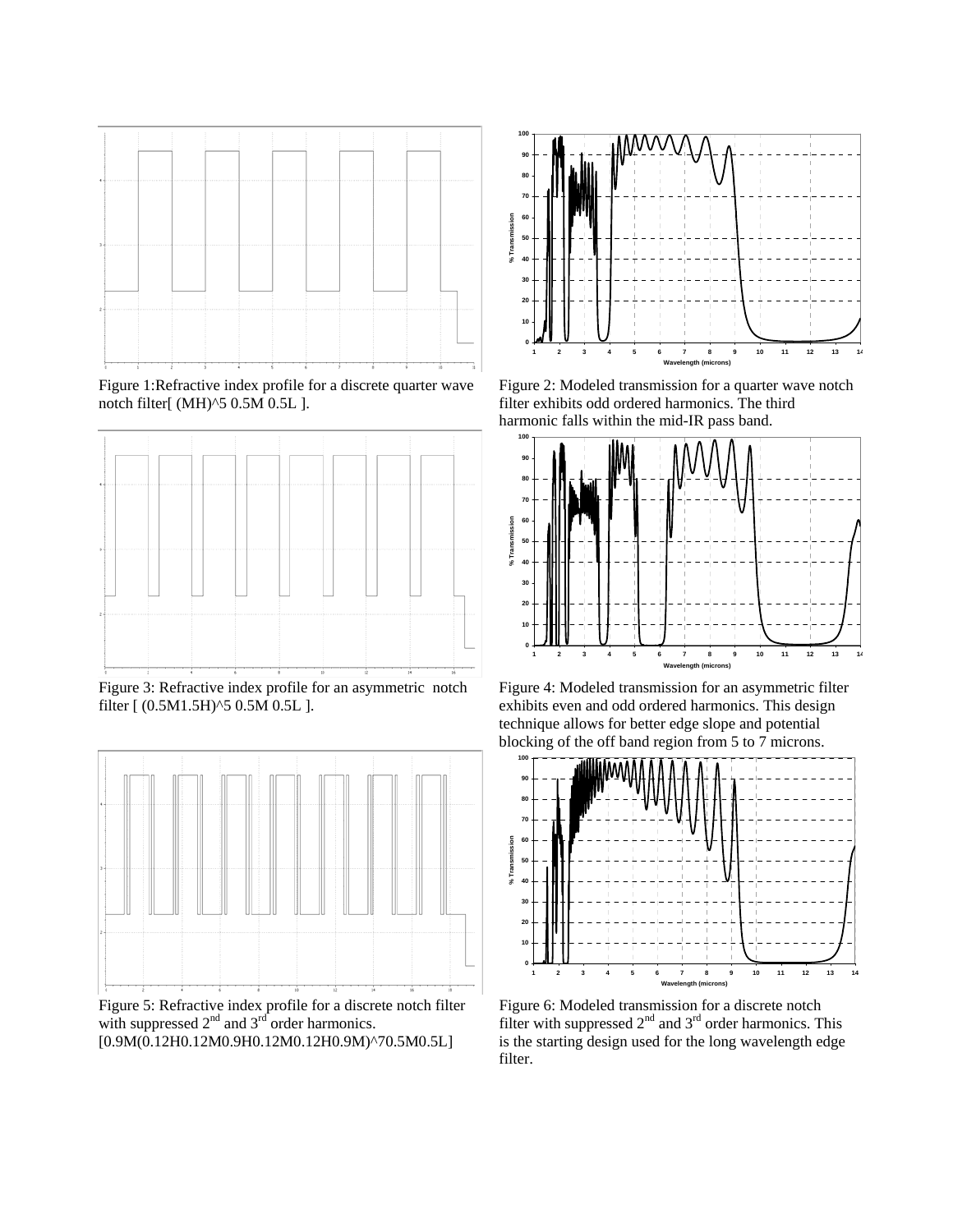Figure 1:Refractive index profile for a discrete quarter wave notch filter[ (MH)^5 0.5M 0.5L ].

Figure 2: Modeled transmission for a quarter wave notch filter exhibits odd ordered harmonics. The third harmonic falls within the mid-IR pass band.

Figure 3: Refractive index profile for an asymmetric notch filter [ (0.5M1.5H)^5 0.5M 0.5L ].

Figure 4: Modeled transmission for an asymmetric filter exhibits even and odd ordered harmonics. This design technique allows for better edge slope and potential blocking of the off band region from 5 to 7 microns.

Figure 5: Refractive index profile for a discrete notch filter with suppressed 2nd and 3rd order harmonics. [0.9M(0.12H0.12M0.9H0.12M0.12H0.9M)^70.5M0.5L]

Figure 6: Modeled transmission for a discrete notch filter with suppressed 2nd and 3rd order harmonics. This is the starting design used for the long wavelength edge filter.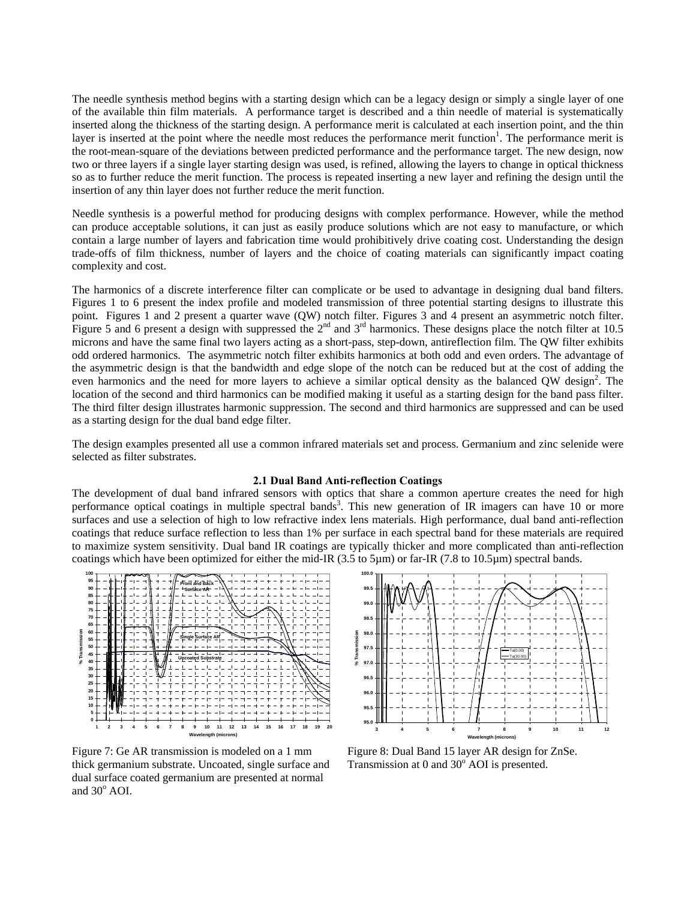The needle synthesis method begins with a starting design which can be a legacy design or simply a single layer of one of the available thin film materials. A performance target is described and a thin needle of material is systematically inserted along the thickness of the starting design. A performance merit is calculated at each insertion point, and the thin layer is inserted at the point where the needle most reduces the performance merit function[1]. The performance merit is the root-mean-square of the deviations between predicted performance and the performance target. The new design, now two or three layers if a single layer starting design was used, is refined, allowing the layers to change in optical thickness so as to further reduce the merit function. The process is repeated inserting a new layer and refining the design until the insertion of any thin layer does not further reduce the merit function.

Needle synthesis is a powerful method for producing designs with complex performance. However, while the method can produce acceptable solutions, it can just as easily produce solutions which are not easy to manufacture, or which contain a large number of layers and fabrication time would prohibitively drive coating cost. Understanding the design trade-offs of film thickness, number of layers and the choice of coating materials can significantly impact coating complexity and cost.

The harmonics of a discrete interference filter can complicate or be used to advantage in designing dual band filters. Figures 1 to 6 present the index profile and modeled transmission of three potential starting designs to illustrate this point. Figures 1 and 2 present a quarter wave (QW) notch filter. Figures 3 and 4 present an asymmetric notch filter. Figure 5 and 6 present a design with suppressed the 2nd and 3rd harmonics. These designs place the notch filter at 10.5 microns and have the same final two layers acting as a short-pass, step-down, antireflection film. The QW filter exhibits odd ordered harmonics. The asymmetric notch filter exhibits harmonics at both odd and even orders. The advantage of the asymmetric design is that the bandwidth and edge slope of the notch can be reduced but at the cost of adding the even harmonics and the need for more layers to achieve a similar optical density as the balanced QW design[2]. The location of the second and third harmonics can be modified making it useful as a starting design for the band pass filter. The third filter design illustrates harmonic suppression. The second and third harmonics are suppressed and can be used as a starting design for the dual band edge filter.

The design examples presented all use a common infrared materials set and process. Germanium and zinc selenide were selected as filter substrates.

### 2.1 Dual Band Anti-reflection Coatings

The development of dual band infrared sensors with optics that share a common aperture creates the need for high performance optical coatings in multiple spectral bands[3]. This new generation of IR imagers can have 10 or more surfaces and use a selection of high to low refractive index lens materials. High performance, dual band anti-reflection coatings that reduce surface reflection to less than 1% per surface in each spectral band for these materials are required to maximize system sensitivity. Dual band IR coatings are typically thicker and more complicated than anti-reflection coatings which have been optimized for either the mid-IR (3.5 to 5µm) or far-IR (7.8 to 10.5µm) spectral bands.

Figure 7: Ge AR transmission is modeled on a 1 mm thick germanium substrate. Uncoated, single surface and dual surface coated germanium are presented at normal and 30° AOI.

Figure 8: Dual Band 15 layer AR design for ZnSe. Transmission at 0 and 30° AOI is presented.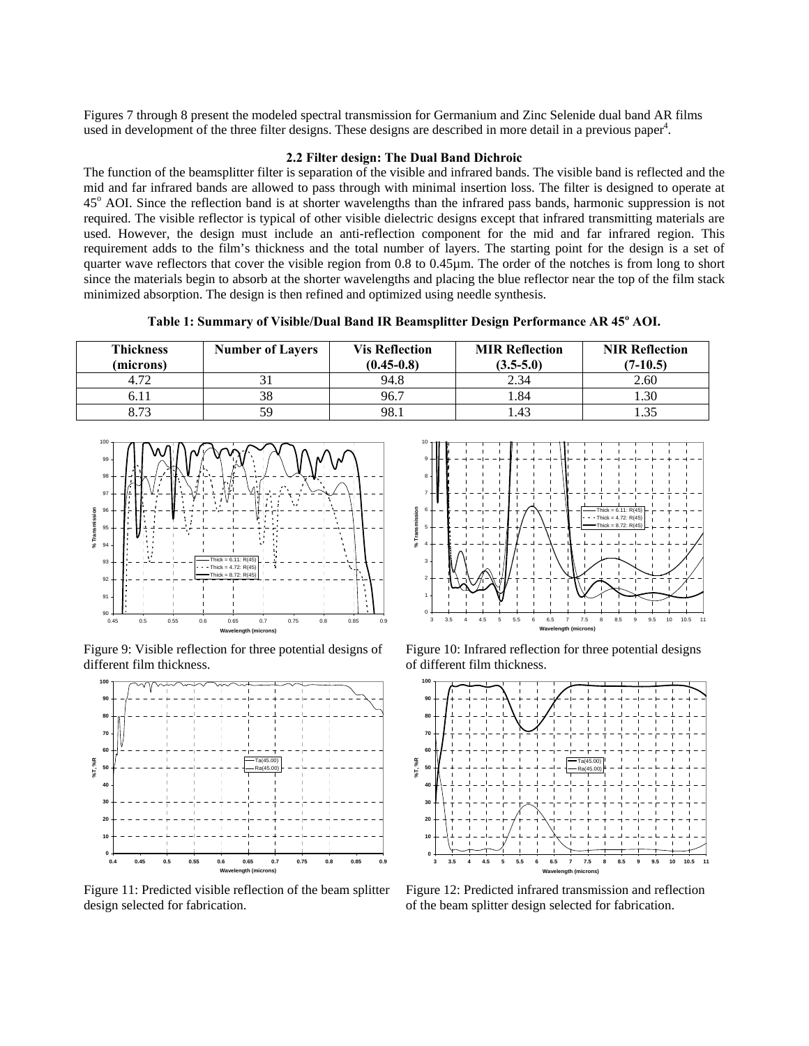Figures 7 through 8 present the modeled spectral transmission for Germanium and Zinc Selenide dual band AR films used in development of the three filter designs. These designs are described in more detail in a previous paper[4].

### 2.2 Filter design: The Dual Band Dichroic

The function of the beamsplitter filter is separation of the visible and infrared bands. The visible band is reflected and the mid and far infrared bands are allowed to pass through with minimal insertion loss. The filter is designed to operate at 45° AOI. Since the reflection band is at shorter wavelengths than the infrared pass bands, harmonic suppression is not required. The visible reflector is typical of other visible dielectric designs except that infrared transmitting materials are used. However, the design must include an anti-reflection component for the mid and far infrared region. This requirement adds to the film's thickness and the total number of layers. The starting point for the design is a set of quarter wave reflectors that cover the visible region from 0.8 to 0.45µm. The order of the notches is from long to short since the materials begin to absorb at the shorter wavelengths and placing the blue reflector near the top of the film stack minimized absorption. The design is then refined and optimized using needle synthesis.

**Table 1: Summary of Visible/Dual Band IR Beamsplitter Design Performance AR 45° AOI.**

| Thickness (microns) | Number of Layers | Vis Reflection (0.45-0.8) | MIR Reflection (3.5-5.0) | NIR Reflection (7-10.5) |
|---|---|---|---|---|
| 4.72 | 31 | 94.8 | 2.34 | 2.60 |
| 6.11 | 38 | 96.7 | 1.84 | 1.30 |
| 8.73 | 59 | 98.1 | 1.43 | 1.35 |

Figure 9: Visible reflection for three potential designs of different film thickness.

Figure 10: Infrared reflection for three potential designs of different film thickness.

Figure 11: Predicted visible reflection of the beam splitter design selected for fabrication.

Figure 12: Predicted infrared transmission and reflection of the beam splitter design selected for fabrication.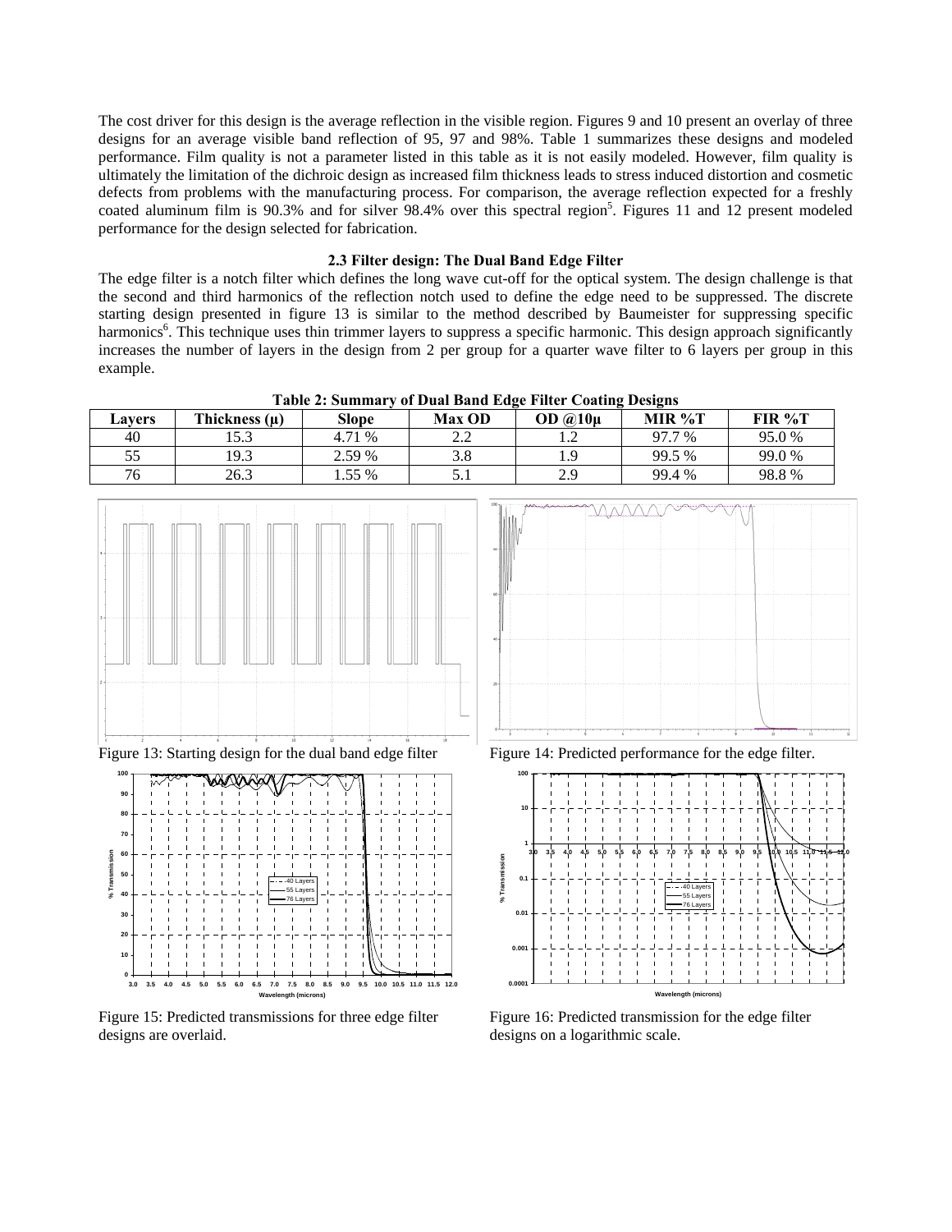The cost driver for this design is the average reflection in the visible region. Figures 9 and 10 present an overlay of three designs for an average visible band reflection of 95, 97 and 98%. Table 1 summarizes these designs and modeled performance. Film quality is not a parameter listed in this table as it is not easily modeled. However, film quality is ultimately the limitation of the dichroic design as increased film thickness leads to stress induced distortion and cosmetic defects from problems with the manufacturing process. For comparison, the average reflection expected for a freshly coated aluminum film is 90.3% and for silver 98.4% over this spectral region[5]. Figures 11 and 12 present modeled performance for the design selected for fabrication.

### 2.3 Filter design: The Dual Band Edge Filter

The edge filter is a notch filter which defines the long wave cut-off for the optical system. The design challenge is that the second and third harmonics of the reflection notch used to define the edge need to be suppressed. The discrete starting design presented in figure 13 is similar to the method described by Baumeister for suppressing specific harmonics[6]. This technique uses thin trimmer layers to suppress a specific harmonic. This design approach significantly increases the number of layers in the design from 2 per group for a quarter wave filter to 6 layers per group in this example.

**Table 2: Summary of Dual Band Edge Filter Coating Designs**

| Layers | Thickness (µ) | Slope | Max OD | OD @10µ | MIR %T | FIR %T |
|---|---|---|---|---|---|---|
| 40 | 15.3 | 4.71 % | 2.2 | 1.2 | 97.7 % | 95.0 % |
| 55 | 19.3 | 2.59 % | 3.8 | 1.9 | 99.5 % | 99.0 % |
| 76 | 26.3 | 1.55 % | 5.1 | 2.9 | 99.4 % | 98.8 % |

Figure 13: Starting design for the dual band edge filter

Figure 14: Predicted performance for the edge filter.

Figure 15: Predicted transmissions for three edge filter designs are overlaid.

Figure 16: Predicted transmission for the edge filter designs on a logarithmic scale.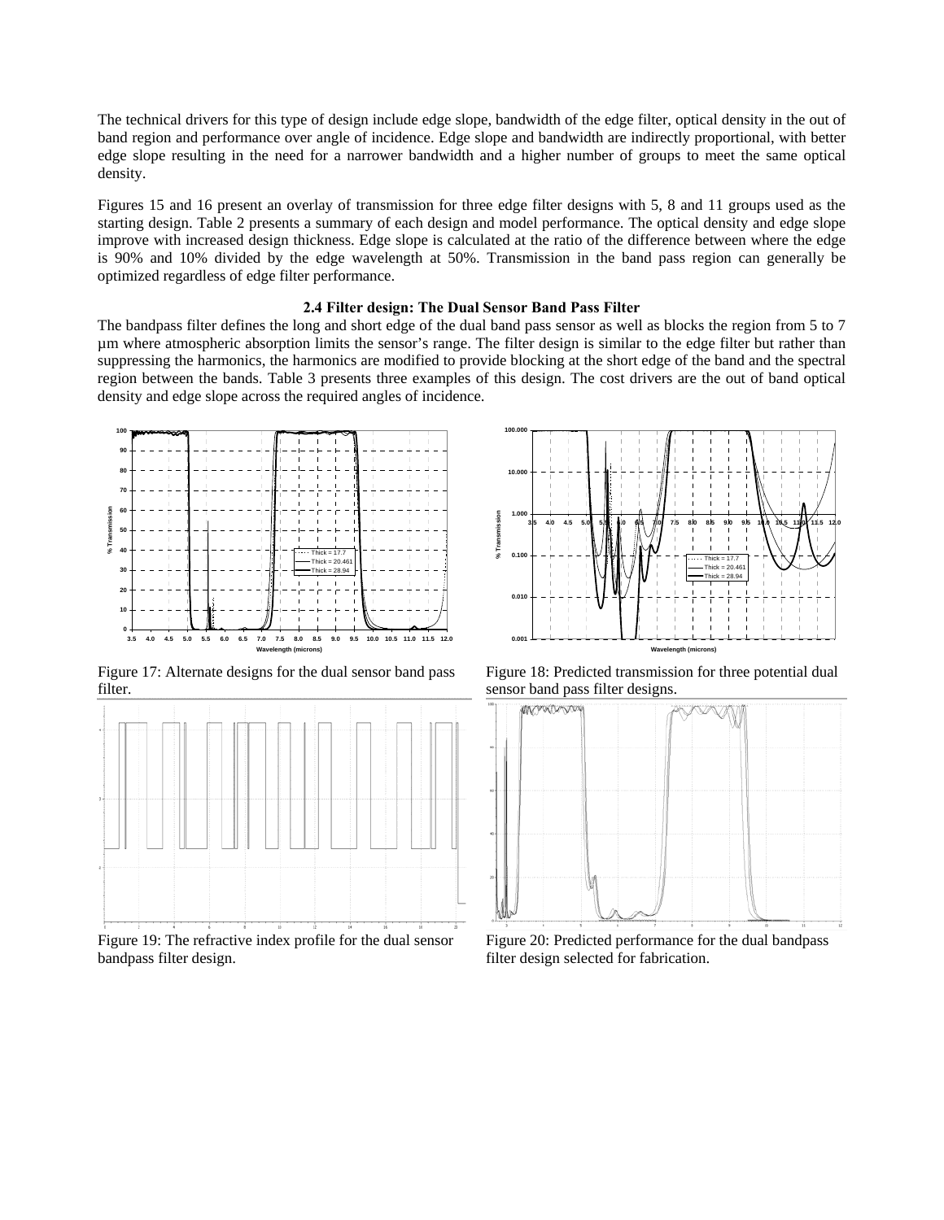The technical drivers for this type of design include edge slope, bandwidth of the edge filter, optical density in the out of band region and performance over angle of incidence. Edge slope and bandwidth are indirectly proportional, with better edge slope resulting in the need for a narrower bandwidth and a higher number of groups to meet the same optical density.

Figures 15 and 16 present an overlay of transmission for three edge filter designs with 5, 8 and 11 groups used as the starting design. Table 2 presents a summary of each design and model performance. The optical density and edge slope improve with increased design thickness. Edge slope is calculated at the ratio of the difference between where the edge is 90% and 10% divided by the edge wavelength at 50%. Transmission in the band pass region can generally be optimized regardless of edge filter performance.

### 2.4 Filter design: The Dual Sensor Band Pass Filter

The bandpass filter defines the long and short edge of the dual band pass sensor as well as blocks the region from 5 to 7 μm where atmospheric absorption limits the sensor's range. The filter design is similar to the edge filter but rather than suppressing the harmonics, the harmonics are modified to provide blocking at the short edge of the band and the spectral region between the bands. Table 3 presents three examples of this design. The cost drivers are the out of band optical density and edge slope across the required angles of incidence.

Figure 17: Alternate designs for the dual sensor band pass filter.

Figure 18: Predicted transmission for three potential dual sensor band pass filter designs.

Figure 19: The refractive index profile for the dual sensor bandpass filter design.

Figure 20: Predicted performance for the dual bandpass filter design selected for fabrication.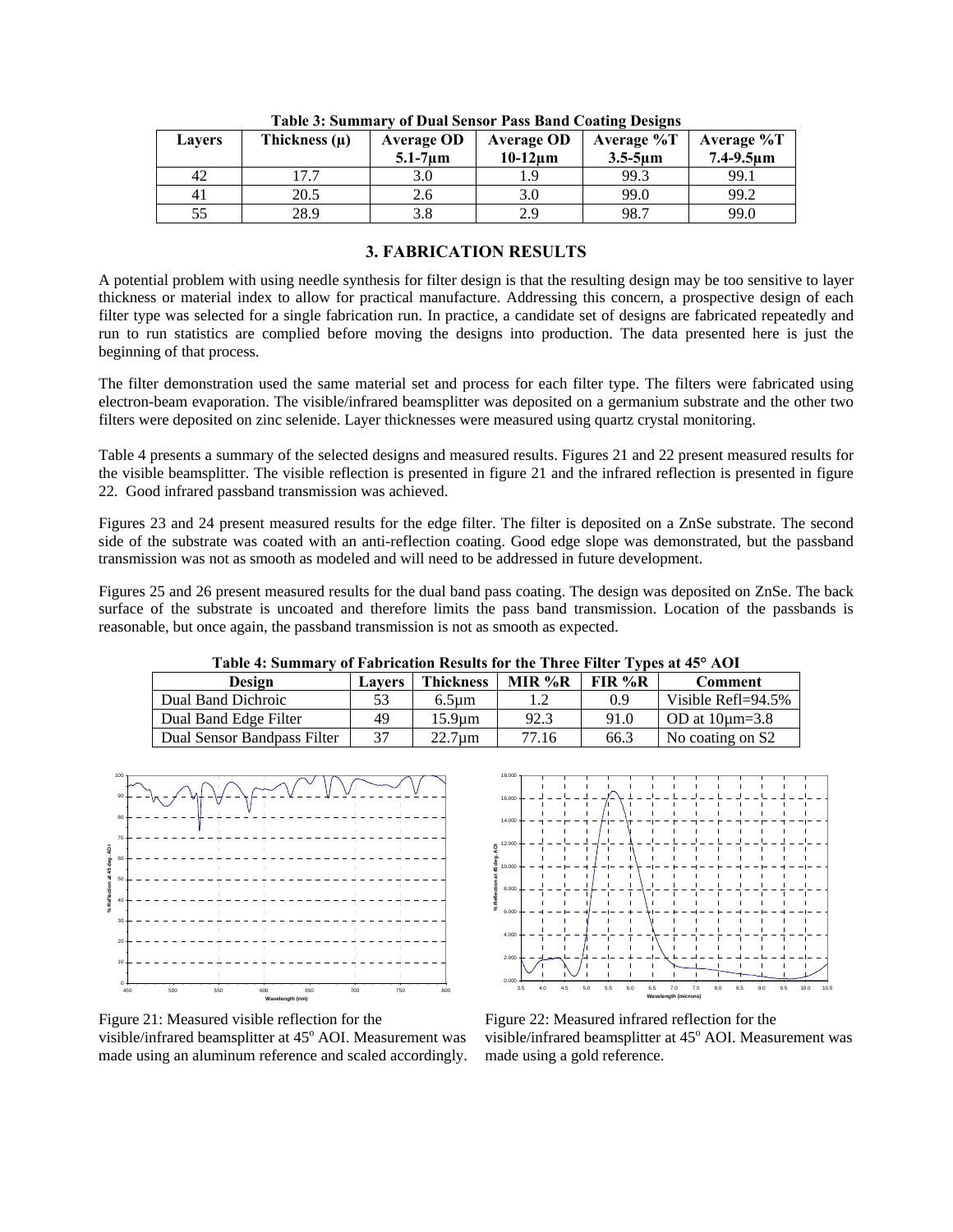**Table 3: Summary of Dual Sensor Pass Band Coating Designs**

| Layers | Thickness (µ) | Average OD 5.1-7µm | Average OD 10-12µm | Average %T 3.5-5µm | Average %T 7.4-9.5µm |
|---|---|---|---|---|---|
| 42 | 17.7 | 3.0 | 1.9 | 99.3 | 99.1 |
| 41 | 20.5 | 2.6 | 3.0 | 99.0 | 99.2 |
| 55 | 28.9 | 3.8 | 2.9 | 98.7 | 99.0 |

## 3. FABRICATION RESULTS

A potential problem with using needle synthesis for filter design is that the resulting design may be too sensitive to layer thickness or material index to allow for practical manufacture. Addressing this concern, a prospective design of each filter type was selected for a single fabrication run. In practice, a candidate set of designs are fabricated repeatedly and run to run statistics are complied before moving the designs into production. The data presented here is just the beginning of that process.

The filter demonstration used the same material set and process for each filter type. The filters were fabricated using electron-beam evaporation. The visible/infrared beamsplitter was deposited on a germanium substrate and the other two filters were deposited on zinc selenide. Layer thicknesses were measured using quartz crystal monitoring.

Table 4 presents a summary of the selected designs and measured results. Figures 21 and 22 present measured results for the visible beamsplitter. The visible reflection is presented in figure 21 and the infrared reflection is presented in figure 22. Good infrared passband transmission was achieved.

Figures 23 and 24 present measured results for the edge filter. The filter is deposited on a ZnSe substrate. The second side of the substrate was coated with an anti-reflection coating. Good edge slope was demonstrated, but the passband transmission was not as smooth as modeled and will need to be addressed in future development.

Figures 25 and 26 present measured results for the dual band pass coating. The design was deposited on ZnSe. The back surface of the substrate is uncoated and therefore limits the pass band transmission. Location of the passbands is reasonable, but once again, the passband transmission is not as smooth as expected.

**Table 4: Summary of Fabrication Results for the Three Filter Types at 45° AOI**

| Design | Layers | Thickness | MIR %R | FIR %R | Comment |
|---|---|---|---|---|---|
| Dual Band Dichroic | 53 | 6.5µm | 1.2 | 0.9 | Visible Refl=94.5% |
| Dual Band Edge Filter | 49 | 15.9µm | 92.3 | 91.0 | OD at 10µm=3.8 |
| Dual Sensor Bandpass Filter | 37 | 22.7µm | 77.16 | 66.3 | No coating on S2 |

Figure 21: Measured visible reflection for the visible/infrared beamsplitter at 45° AOI. Measurement was made using an aluminum reference and scaled accordingly.

Figure 22: Measured infrared reflection for the visible/infrared beamsplitter at 45° AOI. Measurement was made using a gold reference.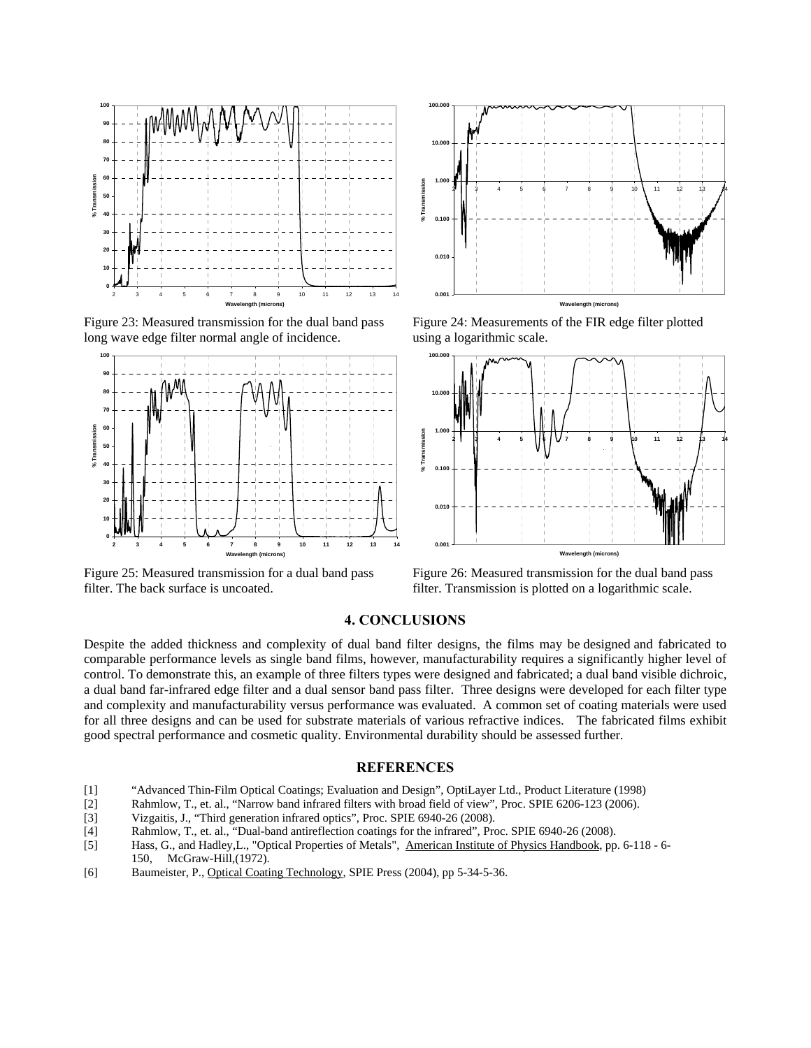100
90
80
70
60
50
40
30
20
10
0
2 3 4 5 6 7 8 9 10 11 12 13 14
% Transmission
Wavelength (microns)

Figure 23: Measured transmission for the dual band pass long wave edge filter normal angle of incidence.

100.000
10.000
1.000
0.100
0.010
0.001
2 3 4 5 6 7 8 9 10 11 12 13 14
% Transmission
Wavelength (microns)

Figure 24: Measurements of the FIR edge filter plotted using a logarithmic scale.

100
90
80
70
60
50
40
30
20
10
0
2 3 4 5 6 7 8 9 10 11 12 13 14
% Transmission
Wavelength (microns)

Figure 25: Measured transmission for a dual band pass filter. The back surface is uncoated.

100.000
10.000
1.000
0.100
0.010
0.001
2 3 4 5 6 7 8 9 10 11 12 13 14
% Transmission
Wavelength (microns)

Figure 26: Measured transmission for the dual band pass filter. Transmission is plotted on a logarithmic scale.

## 4. CONCLUSIONS

Despite the added thickness and complexity of dual band filter designs, the films may be designed and fabricated to comparable performance levels as single band films, however, manufacturability requires a significantly higher level of control. To demonstrate this, an example of three filters types were designed and fabricated; a dual band visible dichroic, a dual band far-infrared edge filter and a dual sensor band pass filter. Three designs were developed for each filter type and complexity and manufacturability versus performance was evaluated. A common set of coating materials were used for all three designs and can be used for substrate materials of various refractive indices. The fabricated films exhibit good spectral performance and cosmetic quality. Environmental durability should be assessed further.

## REFERENCES

[1] "Advanced Thin-Film Optical Coatings; Evaluation and Design", OptiLayer Ltd., Product Literature (1998)

[2] Rahmlow, T., et. al., "Narrow band infrared filters with broad field of view", Proc. SPIE 6206-123 (2006).

[3] Vizgaitis, J., "Third generation infrared optics", Proc. SPIE 6940-26 (2008).

[4] Rahmlow, T., et. al., "Dual-band antireflection coatings for the infrared", Proc. SPIE 6940-26 (2008).

[5] Hass, G., and Hadley,L., "Optical Properties of Metals", American Institute of Physics Handbook, pp. 6-118 - 6-150, McGraw-Hill,(1972).

[6] Baumeister, P., Optical Coating Technology, SPIE Press (2004), pp 5-34-5-36.